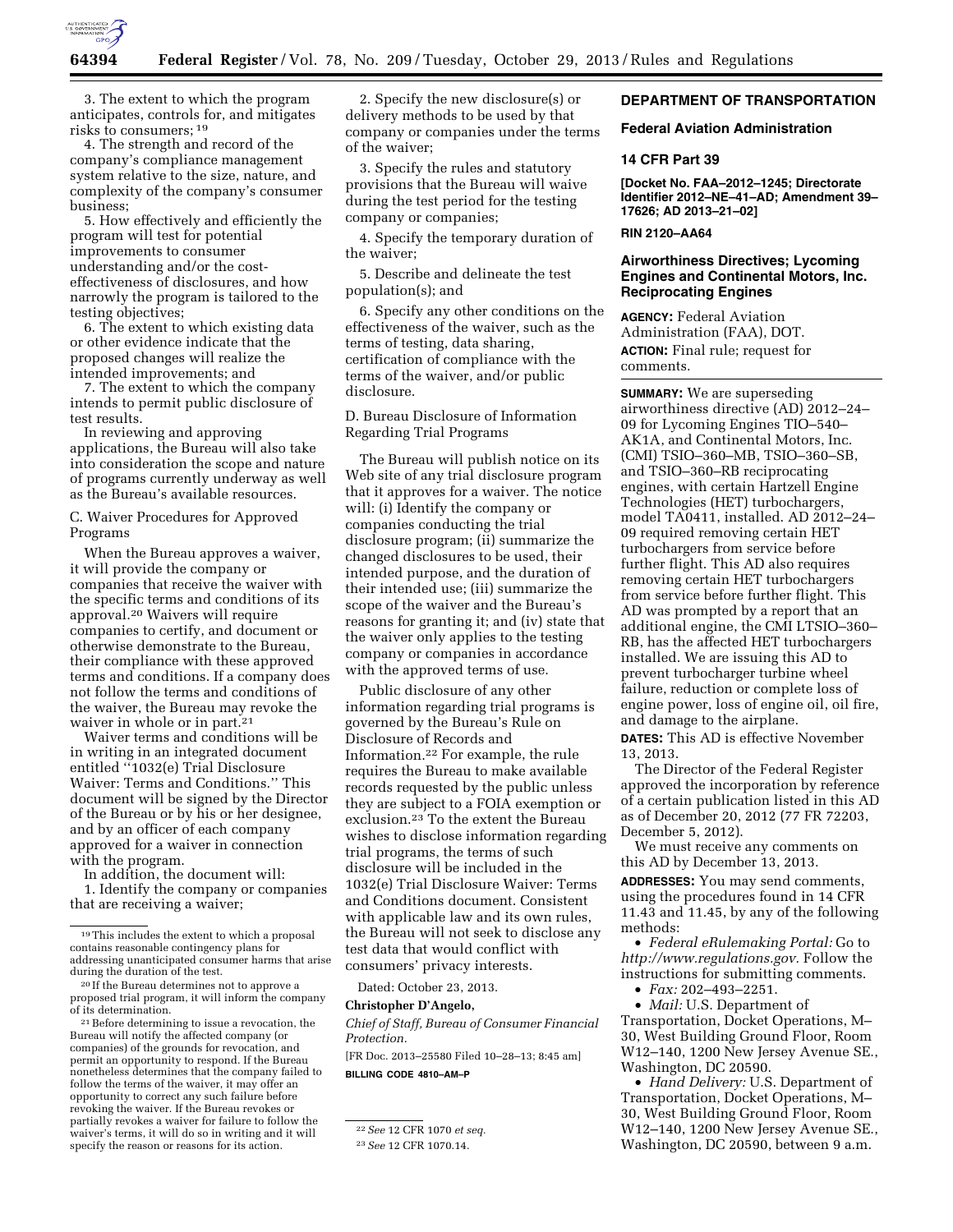3. The extent to which the program anticipates, controls for, and mitigates risks to consumers;[19]

4. The strength and record of the company's compliance management system relative to the size, nature, and complexity of the company's consumer business;

5. How effectively and efficiently the program will test for potential improvements to consumer understanding and/or the cost-effectiveness of disclosures, and how narrowly the program is tailored to the testing objectives;

6. The extent to which existing data or other evidence indicate that the proposed changes will realize the intended improvements; and

7. The extent to which the company intends to permit public disclosure of test results.

In reviewing and approving applications, the Bureau will also take into consideration the scope and nature of programs currently underway as well as the Bureau's available resources.

C. Waiver Procedures for Approved Programs

When the Bureau approves a waiver, it will provide the company or companies that receive the waiver with the specific terms and conditions of its approval.[20] Waivers will require companies to certify, and document or otherwise demonstrate to the Bureau, their compliance with these approved terms and conditions. If a company does not follow the terms and conditions of the waiver, the Bureau may revoke the waiver in whole or in part.[21]

Waiver terms and conditions will be in writing in an integrated document entitled ''1032(e) Trial Disclosure Waiver: Terms and Conditions.'' This document will be signed by the Director of the Bureau or by his or her designee, and by an officer of each company approved for a waiver in connection with the program.

In addition, the document will:

1. Identify the company or companies that are receiving a waiver;

2. Specify the new disclosure(s) or delivery methods to be used by that company or companies under the terms of the waiver;

3. Specify the rules and statutory provisions that the Bureau will waive during the test period for the testing company or companies;

4. Specify the temporary duration of the waiver;

5. Describe and delineate the test population(s); and

6. Specify any other conditions on the effectiveness of the waiver, such as the terms of testing, data sharing, certification of compliance with the terms of the waiver, and/or public disclosure.

D. Bureau Disclosure of Information Regarding Trial Programs

The Bureau will publish notice on its Web site of any trial disclosure program that it approves for a waiver. The notice will: (i) Identify the company or companies conducting the trial disclosure program; (ii) summarize the changed disclosures to be used, their intended purpose, and the duration of their intended use; (iii) summarize the scope of the waiver and the Bureau's reasons for granting it; and (iv) state that the waiver only applies to the testing company or companies in accordance with the approved terms of use.

Public disclosure of any other information regarding trial programs is governed by the Bureau's Rule on Disclosure of Records and Information.[22] For example, the rule requires the Bureau to make available records requested by the public unless they are subject to a FOIA exemption or exclusion.[23] To the extent the Bureau wishes to disclose information regarding trial programs, the terms of such disclosure will be included in the 1032(e) Trial Disclosure Waiver: Terms and Conditions document. Consistent with applicable law and its own rules, the Bureau will not seek to disclose any test data that would conflict with consumers' privacy interests.

Dated: October 23, 2013.

**Christopher D'Angelo,**

*Chief of Staff, Bureau of Consumer Financial Protection.*

[FR Doc. 2013–25580 Filed 10–28–13; 8:45 am]

**BILLING CODE 4810–AM–P**

---

[19] This includes the extent to which a proposal contains reasonable contingency plans for addressing unanticipated consumer harms that arise during the duration of the test.

[20] If the Bureau determines not to approve a proposed trial program, it will inform the company of its determination.

[21] Before determining to issue a revocation, the Bureau will notify the affected company (or companies) of the grounds for revocation, and permit an opportunity to respond. If the Bureau nonetheless determines that the company failed to follow the terms of the waiver, it may offer an opportunity to correct any such failure before revoking the waiver. If the Bureau revokes or partially revokes a waiver for failure to follow the waiver's terms, it will do so in writing and it will specify the reason or reasons for its action.

[22] *See* 12 CFR 1070 *et seq.*

[23] *See* 12 CFR 1070.14.

---

## DEPARTMENT OF TRANSPORTATION

### Federal Aviation Administration

### 14 CFR Part 39

**[Docket No. FAA–2012–1245; Directorate Identifier 2012–NE–41–AD; Amendment 39–17626; AD 2013–21–02]**

**RIN 2120–AA64**

### Airworthiness Directives; Lycoming Engines and Continental Motors, Inc. Reciprocating Engines

**AGENCY:** Federal Aviation Administration (FAA), DOT.

**ACTION:** Final rule; request for comments.

**SUMMARY:** We are superseding airworthiness directive (AD) 2012–24–09 for Lycoming Engines TIO–540–AK1A, and Continental Motors, Inc. (CMI) TSIO–360–MB, TSIO–360–SB, and TSIO–360–RB reciprocating engines, with certain Hartzell Engine Technologies (HET) turbochargers, model TA0411, installed. AD 2012–24–09 required removing certain HET turbochargers from service before further flight. This AD also requires removing certain HET turbochargers from service before further flight. This AD was prompted by a report that an additional engine, the CMI LTSIO–360–RB, has the affected HET turbochargers installed. We are issuing this AD to prevent turbocharger turbine wheel failure, reduction or complete loss of engine power, loss of engine oil, oil fire, and damage to the airplane.

**DATES:** This AD is effective November 13, 2013.

The Director of the Federal Register approved the incorporation by reference of a certain publication listed in this AD as of December 20, 2012 (77 FR 72203, December 5, 2012).

We must receive any comments on this AD by December 13, 2013.

**ADDRESSES:** You may send comments, using the procedures found in 14 CFR 11.43 and 11.45, by any of the following methods:

- *Federal eRulemaking Portal:* Go to *http://www.regulations.gov.* Follow the instructions for submitting comments.
- *Fax:* 202–493–2251.
- *Mail:* U.S. Department of Transportation, Docket Operations, M–30, West Building Ground Floor, Room W12–140, 1200 New Jersey Avenue SE., Washington, DC 20590.
- *Hand Delivery:* U.S. Department of Transportation, Docket Operations, M–30, West Building Ground Floor, Room W12–140, 1200 New Jersey Avenue SE., Washington, DC 20590, between 9 a.m.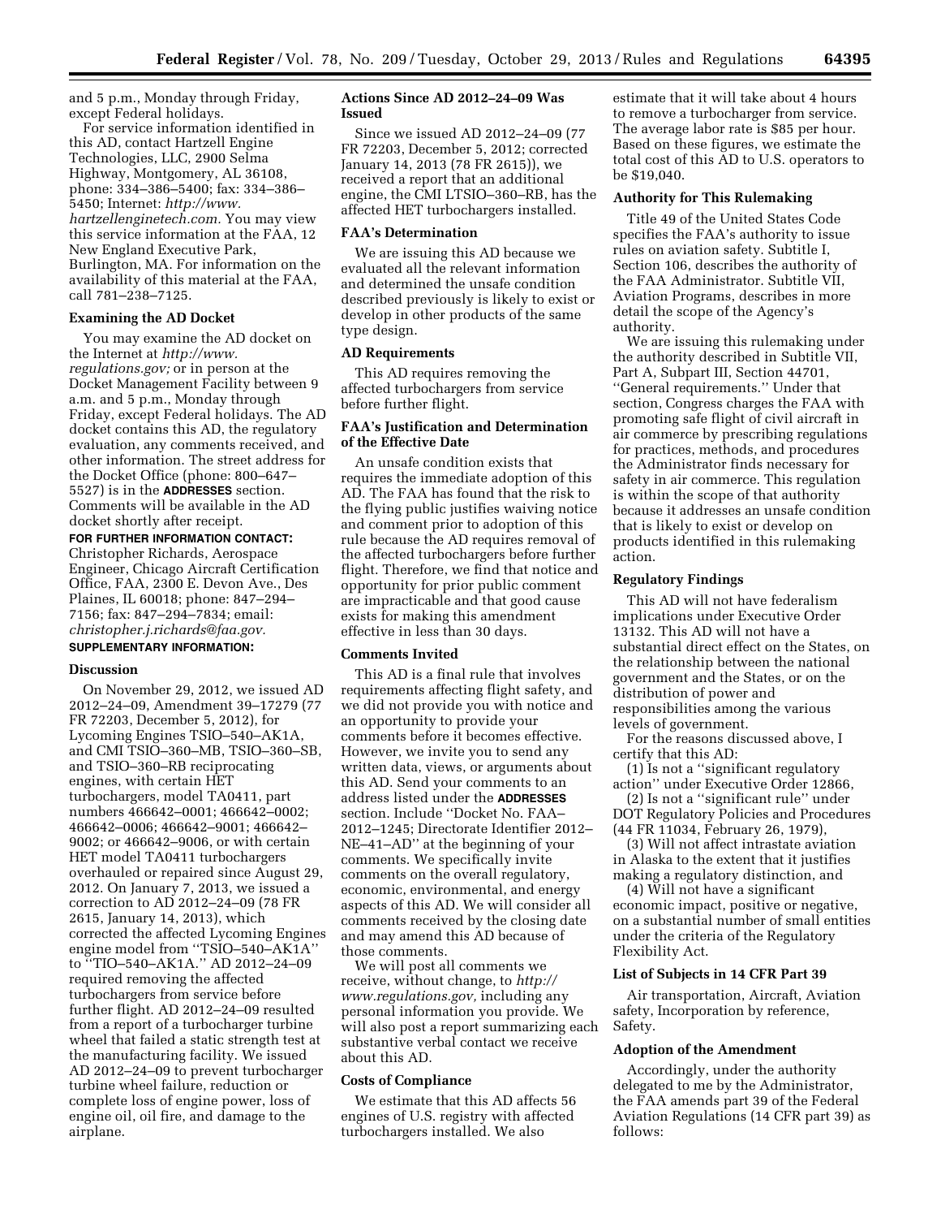and 5 p.m., Monday through Friday, except Federal holidays.

For service information identified in this AD, contact Hartzell Engine Technologies, LLC, 2900 Selma Highway, Montgomery, AL 36108, phone: 334–386–5400; fax: 334–386–5450; Internet: *http://www.hartzellenginetech.com.* You may view this service information at the FAA, 12 New England Executive Park, Burlington, MA. For information on the availability of this material at the FAA, call 781–238–7125.

### Examining the AD Docket

You may examine the AD docket on the Internet at *http://www.regulations.gov;* or in person at the Docket Management Facility between 9 a.m. and 5 p.m., Monday through Friday, except Federal holidays. The AD docket contains this AD, the regulatory evaluation, any comments received, and other information. The street address for the Docket Office (phone: 800–647–5527) is in the **ADDRESSES** section. Comments will be available in the AD docket shortly after receipt.

**FOR FURTHER INFORMATION CONTACT:** Christopher Richards, Aerospace Engineer, Chicago Aircraft Certification Office, FAA, 2300 E. Devon Ave., Des Plaines, IL 60018; phone: 847–294–7156; fax: 847–294–7834; email: *christopher.j.richards@faa.gov.*

**SUPPLEMENTARY INFORMATION:**

### Discussion

On November 29, 2012, we issued AD 2012–24–09, Amendment 39–17279 (77 FR 72203, December 5, 2012), for Lycoming Engines TSIO–540–AK1A, and CMI TSIO–360–MB, TSIO–360–SB, and TSIO–360–RB reciprocating engines, with certain HET turbochargers, model TA0411, part numbers 466642–0001; 466642–0002; 466642–0006; 466642–9001; 466642–9002; or 466642–9006, or with certain HET model TA0411 turbochargers overhauled or repaired since August 29, 2012. On January 7, 2013, we issued a correction to AD 2012–24–09 (78 FR 2615, January 14, 2013), which corrected the affected Lycoming Engines engine model from ''TSIO–540–AK1A'' to ''TIO–540–AK1A.'' AD 2012–24–09 required removing the affected turbochargers from service before further flight. AD 2012–24–09 resulted from a report of a turbocharger turbine wheel that failed a static strength test at the manufacturing facility. We issued AD 2012–24–09 to prevent turbocharger turbine wheel failure, reduction or complete loss of engine power, loss of engine oil, oil fire, and damage to the airplane.

### Actions Since AD 2012–24–09 Was Issued

Since we issued AD 2012–24–09 (77 FR 72203, December 5, 2012; corrected January 14, 2013 (78 FR 2615)), we received a report that an additional engine, the CMI LTSIO–360–RB, has the affected HET turbochargers installed.

### FAA's Determination

We are issuing this AD because we evaluated all the relevant information and determined the unsafe condition described previously is likely to exist or develop in other products of the same type design.

### AD Requirements

This AD requires removing the affected turbochargers from service before further flight.

### FAA's Justification and Determination of the Effective Date

An unsafe condition exists that requires the immediate adoption of this AD. The FAA has found that the risk to the flying public justifies waiving notice and comment prior to adoption of this rule because the AD requires removal of the affected turbochargers before further flight. Therefore, we find that notice and opportunity for prior public comment are impracticable and that good cause exists for making this amendment effective in less than 30 days.

### Comments Invited

This AD is a final rule that involves requirements affecting flight safety, and we did not provide you with notice and an opportunity to provide your comments before it becomes effective. However, we invite you to send any written data, views, or arguments about this AD. Send your comments to an address listed under the **ADDRESSES** section. Include ''Docket No. FAA–2012–1245; Directorate Identifier 2012–NE–41–AD'' at the beginning of your comments. We specifically invite comments on the overall regulatory, economic, environmental, and energy aspects of this AD. We will consider all comments received by the closing date and may amend this AD because of those comments.

We will post all comments we receive, without change, to *http://www.regulations.gov,* including any personal information you provide. We will also post a report summarizing each substantive verbal contact we receive about this AD.

### Costs of Compliance

We estimate that this AD affects 56 engines of U.S. registry with affected turbochargers installed. We also estimate that it will take about 4 hours to remove a turbocharger from service. The average labor rate is $85 per hour. Based on these figures, we estimate the total cost of this AD to U.S. operators to be $19,040.

### Authority for This Rulemaking

Title 49 of the United States Code specifies the FAA's authority to issue rules on aviation safety. Subtitle I, Section 106, describes the authority of the FAA Administrator. Subtitle VII, Aviation Programs, describes in more detail the scope of the Agency's authority.

We are issuing this rulemaking under the authority described in Subtitle VII, Part A, Subpart III, Section 44701, ''General requirements.'' Under that section, Congress charges the FAA with promoting safe flight of civil aircraft in air commerce by prescribing regulations for practices, methods, and procedures the Administrator finds necessary for safety in air commerce. This regulation is within the scope of that authority because it addresses an unsafe condition that is likely to exist or develop on products identified in this rulemaking action.

### Regulatory Findings

This AD will not have federalism implications under Executive Order 13132. This AD will not have a substantial direct effect on the States, on the relationship between the national government and the States, or on the distribution of power and responsibilities among the various levels of government.

For the reasons discussed above, I certify that this AD:

(1) Is not a ''significant regulatory action'' under Executive Order 12866,

(2) Is not a ''significant rule'' under DOT Regulatory Policies and Procedures (44 FR 11034, February 26, 1979),

(3) Will not affect intrastate aviation in Alaska to the extent that it justifies making a regulatory distinction, and

(4) Will not have a significant economic impact, positive or negative, on a substantial number of small entities under the criteria of the Regulatory Flexibility Act.

### List of Subjects in 14 CFR Part 39

Air transportation, Aircraft, Aviation safety, Incorporation by reference, Safety.

### Adoption of the Amendment

Accordingly, under the authority delegated to me by the Administrator, the FAA amends part 39 of the Federal Aviation Regulations (14 CFR part 39) as follows: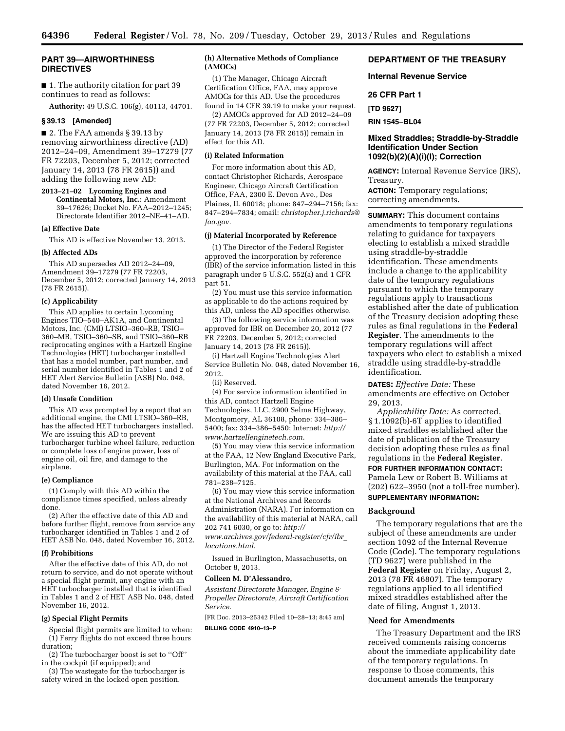## PART 39—AIRWORTHINESS DIRECTIVES

■ 1. The authority citation for part 39 continues to read as follows:

**Authority:** 49 U.S.C. 106(g), 40113, 44701.

### § 39.13 [Amended]

■ 2. The FAA amends § 39.13 by removing airworthiness directive (AD) 2012–24–09, Amendment 39–17279 (77 FR 72203, December 5, 2012; corrected January 14, 2013 (78 FR 2615)) and adding the following new AD:

**2013–21–02 Lycoming Engines and Continental Motors, Inc.:** Amendment 39–17626; Docket No. FAA–2012–1245; Directorate Identifier 2012–NE–41–AD.

#### (a) Effective Date

This AD is effective November 13, 2013.

#### (b) Affected ADs

This AD supersedes AD 2012–24–09, Amendment 39–17279 (77 FR 72203, December 5, 2012; corrected January 14, 2013 (78 FR 2615)).

#### (c) Applicability

This AD applies to certain Lycoming Engines TIO–540–AK1A, and Continental Motors, Inc. (CMI) LTSIO–360–RB, TSIO–360–MB, TSIO–360–SB, and TSIO–360–RB reciprocating engines with a Hartzell Engine Technologies (HET) turbocharger installed that has a model number, part number, and serial number identified in Tables 1 and 2 of HET Alert Service Bulletin (ASB) No. 048, dated November 16, 2012.

#### (d) Unsafe Condition

This AD was prompted by a report that an additional engine, the CMI LTSIO–360–RB, has the affected HET turbochargers installed. We are issuing this AD to prevent turbocharger turbine wheel failure, reduction or complete loss of engine power, loss of engine oil, oil fire, and damage to the airplane.

#### (e) Compliance

(1) Comply with this AD within the compliance times specified, unless already done.

(2) After the effective date of this AD and before further flight, remove from service any turbocharger identified in Tables 1 and 2 of HET ASB No. 048, dated November 16, 2012.

#### (f) Prohibitions

After the effective date of this AD, do not return to service, and do not operate without a special flight permit, any engine with an HET turbocharger installed that is identified in Tables 1 and 2 of HET ASB No. 048, dated November 16, 2012.

#### (g) Special Flight Permits

Special flight permits are limited to when:

(1) Ferry flights do not exceed three hours duration;

(2) The turbocharger boost is set to ''Off'' in the cockpit (if equipped); and

(3) The wastegate for the turbocharger is safety wired in the locked open position.

#### (h) Alternative Methods of Compliance (AMOCs)

(1) The Manager, Chicago Aircraft Certification Office, FAA, may approve AMOCs for this AD. Use the procedures found in 14 CFR 39.19 to make your request.

(2) AMOCs approved for AD 2012–24–09 (77 FR 72203, December 5, 2012; corrected January 14, 2013 (78 FR 2615)) remain in effect for this AD.

#### (i) Related Information

For more information about this AD, contact Christopher Richards, Aerospace Engineer, Chicago Aircraft Certification Office, FAA, 2300 E. Devon Ave., Des Plaines, IL 60018; phone: 847–294–7156; fax: 847–294–7834; email: *christopher.j.richards@faa.gov.*

#### (j) Material Incorporated by Reference

(1) The Director of the Federal Register approved the incorporation by reference (IBR) of the service information listed in this paragraph under 5 U.S.C. 552(a) and 1 CFR part 51.

(2) You must use this service information as applicable to do the actions required by this AD, unless the AD specifies otherwise.

(3) The following service information was approved for IBR on December 20, 2012 (77 FR 72203, December 5, 2012; corrected January 14, 2013 (78 FR 2615)).

(i) Hartzell Engine Technologies Alert Service Bulletin No. 048, dated November 16, 2012.

(ii) Reserved.

(4) For service information identified in this AD, contact Hartzell Engine Technologies, LLC, 2900 Selma Highway, Montgomery, AL 36108, phone: 334–386–5400; fax: 334–386–5450; Internet: *http://www.hartzellenginetech.com.*

(5) You may view this service information at the FAA, 12 New England Executive Park, Burlington, MA. For information on the availability of this material at the FAA, call 781–238–7125.

(6) You may view this service information at the National Archives and Records Administration (NARA). For information on the availability of this material at NARA, call 202 741 6030, or go to: *http://www.archives.gov/federal-register/cfr/ibr_locations.html.*

Issued in Burlington, Massachusetts, on October 8, 2013.

**Colleen M. D'Alessandro,**

*Assistant Directorate Manager, Engine & Propeller Directorate, Aircraft Certification Service.*

[FR Doc. 2013–25342 Filed 10–28–13; 8:45 am]

**BILLING CODE 4910–13–P**

## DEPARTMENT OF THE TREASURY

### Internal Revenue Service

### 26 CFR Part 1

### [TD 9627]

### RIN 1545–BL04

### Mixed Straddles; Straddle-by-Straddle Identification Under Section 1092(b)(2)(A)(i)(I); Correction

**AGENCY:** Internal Revenue Service (IRS), Treasury.

**ACTION:** Temporary regulations; correcting amendments.

**SUMMARY:** This document contains amendments to temporary regulations relating to guidance for taxpayers electing to establish a mixed straddle using straddle-by-straddle identification. These amendments include a change to the applicability date of the temporary regulations pursuant to which the temporary regulations apply to transactions established after the date of publication of the Treasury decision adopting these rules as final regulations in the **Federal Register**. The amendments to the temporary regulations will affect taxpayers who elect to establish a mixed straddle using straddle-by-straddle identification.

**DATES:** *Effective Date:* These amendments are effective on October 29, 2013.

*Applicability Date:* As corrected, § 1.1092(b)-6T applies to identified mixed straddles established after the date of publication of the Treasury decision adopting these rules as final regulations in the **Federal Register**.

**FOR FURTHER INFORMATION CONTACT:** Pamela Lew or Robert B. Williams at (202) 622–3950 (not a toll-free number).

**SUPPLEMENTARY INFORMATION:**

#### Background

The temporary regulations that are the subject of these amendments are under section 1092 of the Internal Revenue Code (Code). The temporary regulations (TD 9627) were published in the **Federal Register** on Friday, August 2, 2013 (78 FR 46807). The temporary regulations applied to all identified mixed straddles established after the date of filing, August 1, 2013.

#### Need for Amendments

The Treasury Department and the IRS received comments raising concerns about the immediate applicability date of the temporary regulations. In response to those comments, this document amends the temporary